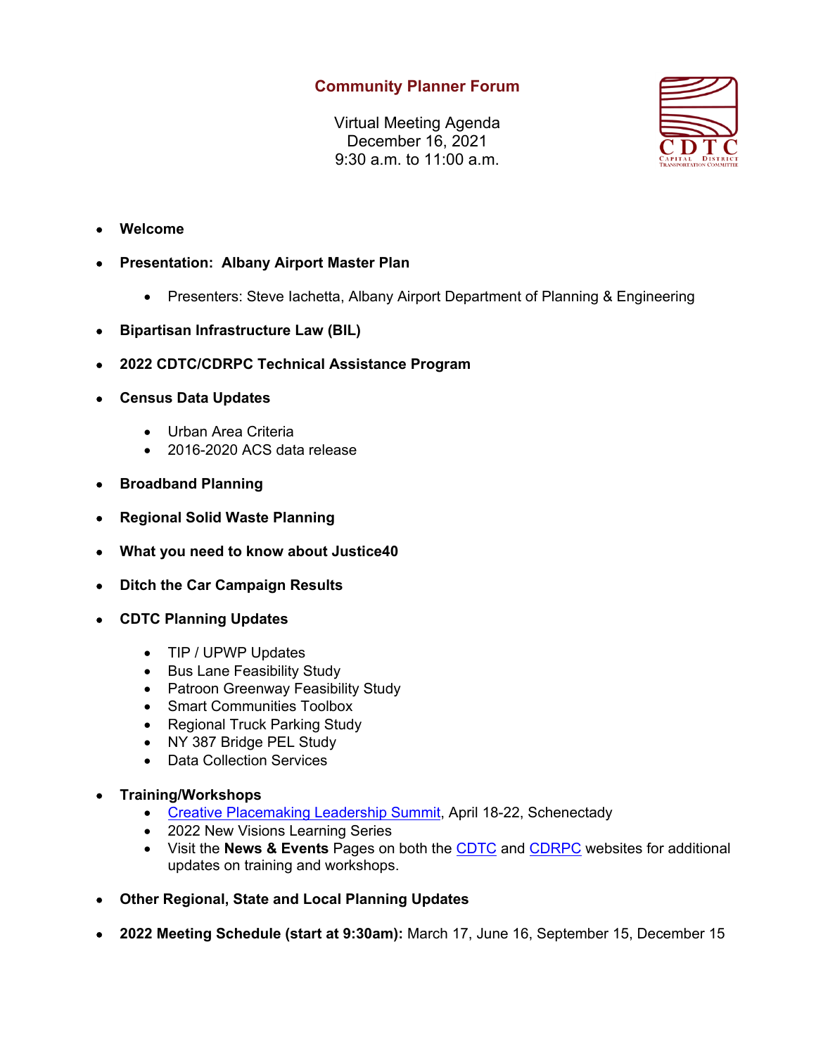## Community Planner Forum

Virtual Meeting Agenda
December 16, 2021
9:30 a.m. to 11:00 a.m.

- **Welcome**
- **Presentation: Albany Airport Master Plan**
  - Presenters: Steve Iachetta, Albany Airport Department of Planning & Engineering
- **Bipartisan Infrastructure Law (BIL)**
- **2022 CDTC/CDRPC Technical Assistance Program**
- **Census Data Updates**
  - Urban Area Criteria
  - 2016-2020 ACS data release
- **Broadband Planning**
- **Regional Solid Waste Planning**
- **What you need to know about Justice40**
- **Ditch the Car Campaign Results**
- **CDTC Planning Updates**
  - TIP / UPWP Updates
  - Bus Lane Feasibility Study
  - Patroon Greenway Feasibility Study
  - Smart Communities Toolbox
  - Regional Truck Parking Study
  - NY 387 Bridge PEL Study
  - Data Collection Services
- **Training/Workshops**
  - Creative Placemaking Leadership Summit, April 18-22, Schenectady
  - 2022 New Visions Learning Series
  - Visit the **News & Events** Pages on both the CDTC and CDRPC websites for additional updates on training and workshops.
- **Other Regional, State and Local Planning Updates**
- **2022 Meeting Schedule (start at 9:30am):** March 17, June 16, September 15, December 15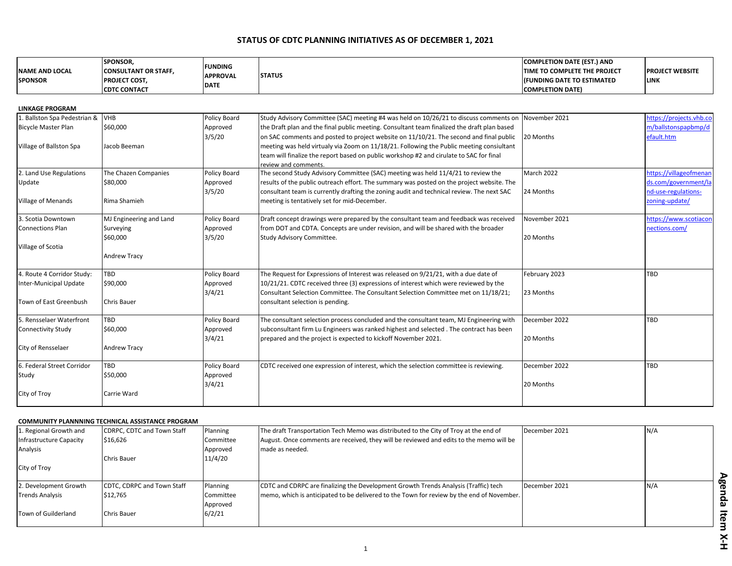# STATUS OF CDTC PLANNING INITIATIVES AS OF DECEMBER 1, 2021

| NAME AND LOCAL SPONSOR | SPONSOR, CONSULTANT OR STAFF, PROJECT COST, CDTC CONTACT | FUNDING APPROVAL DATE | STATUS | COMPLETION DATE (EST.) AND TIME TO COMPLETE THE PROJECT (FUNDING DATE TO ESTIMATED COMPLETION DATE) | PROJECT WEBSITE LINK |
|---|---|---|---|---|---|
| **LINKAGE PROGRAM** | | | | | |
| 1. Ballston Spa Pedestrian & Bicycle Master Plan<br><br>Village of Ballston Spa | VHB<br>$60,000<br><br>Jacob Beeman | Policy Board Approved 3/5/20 | Study Advisory Committee (SAC) meeting #4 was held on 10/26/21 to discuss comments on the Draft plan and the final public meeting. Consultant team finalized the draft plan based on SAC comments and posted to project website on 11/10/21. The second and final public meeting was held virtualy via Zoom on 11/18/21. Following the Public meeting consultant team will finalize the report based on public workshop #2 and cirulate to SAC for final review and comments. | November 2021<br><br>20 Months | https://projects.vhb.com/ballstonspapbmp/default.htm |
| 2. Land Use Regulations Update<br><br>Village of Menands | The Chazen Companies<br>$80,000<br><br>Rima Shamieh | Policy Board Approved 3/5/20 | The second Study Advisory Committee (SAC) meeting was held 11/4/21 to review the results of the public outreach effort. The summary was posted on the project website. The consultant team is currently drafting the zoning audit and technical review. The next SAC meeting is tentatively set for mid-December. | March 2022<br><br>24 Months | https://villageofmenands.com/government/land-use-regulations-zoning-update/ |
| 3. Scotia Downtown Connections Plan<br><br>Village of Scotia | MJ Engineering and Land Surveying<br>$60,000<br><br>Andrew Tracy | Policy Board Approved 3/5/20 | Draft concept drawings were prepared by the consultant team and feedback was received from DOT and CDTA. Concepts are under revision, and will be shared with the broader Study Advisory Committee. | November 2021<br><br>20 Months | https://www.scotiaconnections.com/ |
| 4. Route 4 Corridor Study: Inter-Municipal Update<br><br>Town of East Greenbush | TBD<br>$90,000<br><br>Chris Bauer | Policy Board Approved 3/4/21 | The Request for Expressions of Interest was released on 9/21/21, with a due date of 10/21/21. CDTC received three (3) expressions of interest which were reviewed by the Consultant Selection Committee. The Consultant Selection Committee met on 11/18/21; consultant selection is pending. | February 2023<br><br>23 Months | TBD |
| 5. Rensselaer Waterfront Connectivity Study<br><br>City of Rensselaer | TBD<br>$60,000<br><br>Andrew Tracy | Policy Board Approved 3/4/21 | The consultant selection process concluded and the consultant team, MJ Engineering with subconsultant firm Lu Engineers was ranked highest and selected . The contract has been prepared and the project is expected to kickoff November 2021. | December 2022<br><br>20 Months | TBD |
| 6. Federal Street Corridor Study<br><br>City of Troy | TBD<br>$50,000<br><br>Carrie Ward | Policy Board Approved 3/4/21 | CDTC received one expression of interest, which the selection committee is reviewing. | December 2022<br><br>20 Months | TBD |
| **COMMUNITY PLANNNING TECHNICAL ASSISTANCE PROGRAM** | | | | | |
| 1. Regional Growth and Infrastructure Capacity Analysis<br><br>City of Troy | CDRPC, CDTC and Town Staff<br>$16,626<br><br>Chris Bauer | Planning Committee Approved 11/4/20 | The draft Transportation Tech Memo was distributed to the City of Troy at the end of August. Once comments are received, they will be reviewed and edits to the memo will be made as needed. | December 2021 | N/A |
| 2. Development Growth Trends Analysis<br><br>Town of Guilderland | CDTC, CDRPC and Town Staff<br>$12,765<br><br>Chris Bauer | Planning Committee Approved 6/2/21 | CDTC and CDRPC are finalizing the Development Growth Trends Analysis (Traffic) tech memo, which is anticipated to be delivered to the Town for review by the end of November. | December 2021 | N/A |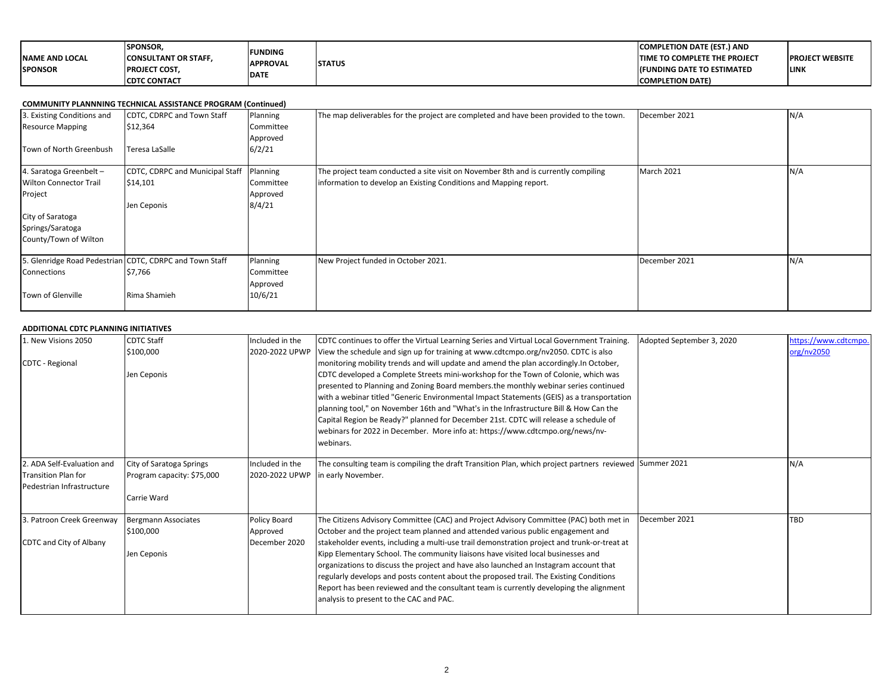| NAME AND LOCAL SPONSOR | SPONSOR, CONSULTANT OR STAFF, PROJECT COST, CDTC CONTACT | FUNDING APPROVAL DATE | STATUS | COMPLETION DATE (EST.) AND TIME TO COMPLETE THE PROJECT (FUNDING DATE TO ESTIMATED COMPLETION DATE) | PROJECT WEBSITE LINK |
|---|---|---|---|---|---|
| **COMMUNITY PLANNNING TECHNICAL ASSISTANCE PROGRAM (Continued)** | | | | | |
| 3. Existing Conditions and Resource Mapping<br><br>Town of North Greenbush | CDTC, CDRPC and Town Staff<br>$12,364<br><br>Teresa LaSalle | Planning Committee Approved 6/2/21 | The map deliverables for the project are completed and have been provided to the town. | December 2021 | N/A |
| 4. Saratoga Greenbelt – Wilton Connector Trail Project<br><br>City of Saratoga Springs/Saratoga County/Town of Wilton | CDTC, CDRPC and Municipal Staff<br>$14,101<br><br>Jen Ceponis | Planning Committee Approved 8/4/21 | The project team conducted a site visit on November 8th and is currently compiling information to develop an Existing Conditions and Mapping report. | March 2021 | N/A |
| 5. Glenridge Road Pedestrian Connections<br><br>Town of Glenville | CDTC, CDRPC and Town Staff<br>$7,766<br><br>Rima Shamieh | Planning Committee Approved 10/6/21 | New Project funded in October 2021. | December 2021 | N/A |
| **ADDITIONAL CDTC PLANNING INITIATIVES** | | | | | |
| 1. New Visions 2050<br><br>CDTC - Regional | CDTC Staff<br>$100,000<br><br>Jen Ceponis | Included in the 2020-2022 UPWP | CDTC continues to offer the Virtual Learning Series and Virtual Local Government Training. View the schedule and sign up for training at www.cdtcmpo.org/nv2050. CDTC is also monitoring mobility trends and will update and amend the plan accordingly.In October, CDTC developed a Complete Streets mini-workshop for the Town of Colonie, which was presented to Planning and Zoning Board members.the monthly webinar series continued with a webinar titled "Generic Environmental Impact Statements (GEIS) as a transportation planning tool," on November 16th and "What's in the Infrastructure Bill & How Can the Capital Region be Ready?" planned for December 21st. CDTC will release a schedule of webinars for 2022 in December. More info at: https://www.cdtcmpo.org/news/nv-webinars. | Adopted September 3, 2020 | https://www.cdtcmpo.org/nv2050 |
| 2. ADA Self-Evaluation and Transition Plan for Pedestrian Infrastructure | City of Saratoga Springs<br>Program capacity: $75,000<br><br>Carrie Ward | Included in the 2020-2022 UPWP | The consulting team is compiling the draft Transition Plan, which project partners reviewed in early November. | Summer 2021 | N/A |
| 3. Patroon Creek Greenway<br><br>CDTC and City of Albany | Bergmann Associates<br>$100,000<br><br>Jen Ceponis | Policy Board Approved December 2020 | The Citizens Advisory Committee (CAC) and Project Advisory Committee (PAC) both met in October and the project team planned and attended various public engagement and stakeholder events, including a multi-use trail demonstration project and trunk-or-treat at Kipp Elementary School. The community liaisons have visited local businesses and organizations to discuss the project and have also launched an Instagram account that regularly develops and posts content about the proposed trail. The Existing Conditions Report has been reviewed and the consultant team is currently developing the alignment analysis to present to the CAC and PAC. | December 2021 | TBD |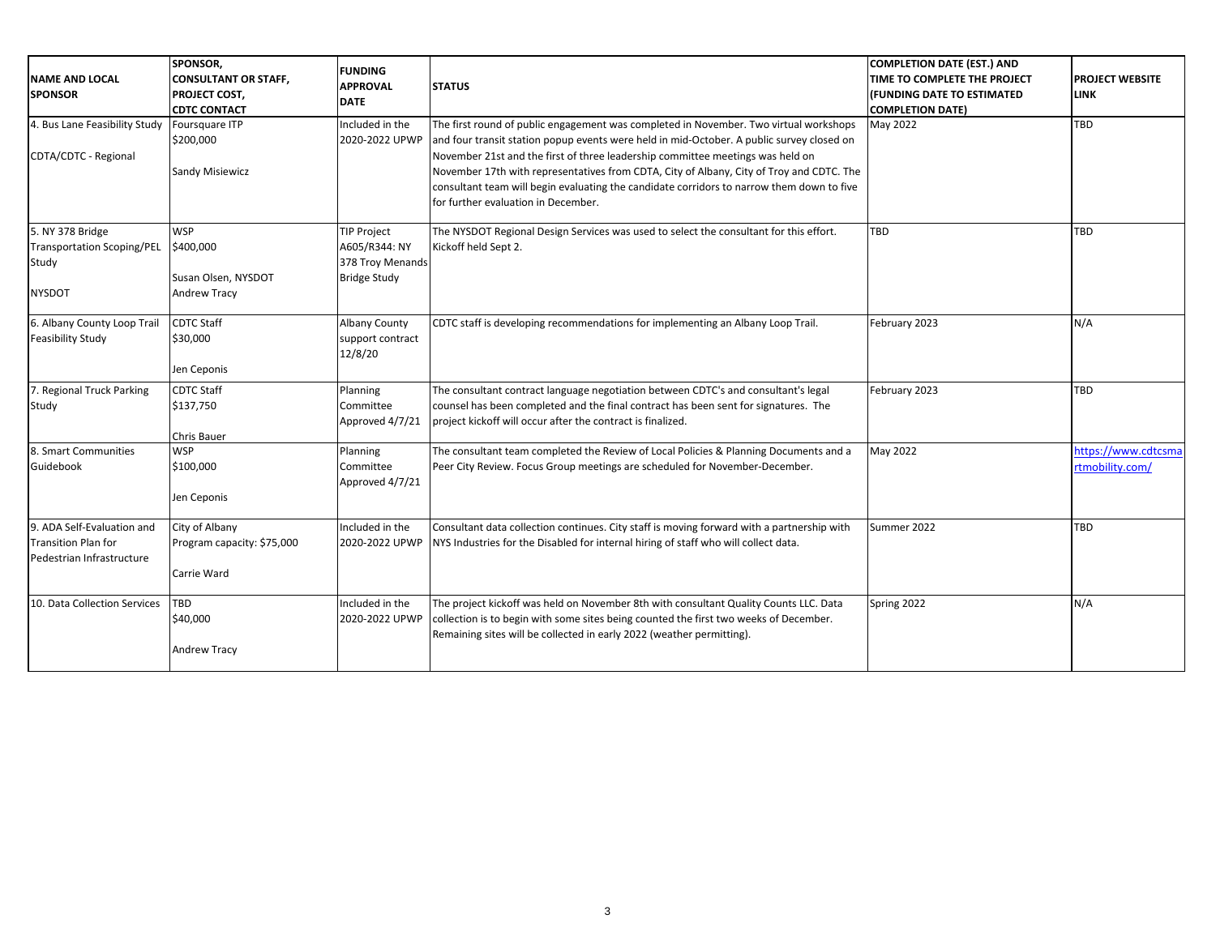| NAME AND LOCAL SPONSOR | SPONSOR, CONSULTANT OR STAFF, PROJECT COST, CDTC CONTACT | FUNDING APPROVAL DATE | STATUS | COMPLETION DATE (EST.) AND TIME TO COMPLETE THE PROJECT (FUNDING DATE TO ESTIMATED COMPLETION DATE) | PROJECT WEBSITE LINK |
|---|---|---|---|---|---|
| 4. Bus Lane Feasibility Study<br><br>CDTA/CDTC - Regional | Foursquare ITP<br>$200,000<br><br>Sandy Misiewicz | Included in the 2020-2022 UPWP | The first round of public engagement was completed in November. Two virtual workshops and four transit station popup events were held in mid-October. A public survey closed on November 21st and the first of three leadership committee meetings was held on November 17th with representatives from CDTA, City of Albany, City of Troy and CDTC. The consultant team will begin evaluating the candidate corridors to narrow them down to five for further evaluation in December. | May 2022 | TBD |
| 5. NY 378 Bridge Transportation Scoping/PEL Study<br><br>NYSDOT | WSP<br>$400,000<br><br>Susan Olsen, NYSDOT<br>Andrew Tracy | TIP Project A605/R344: NY 378 Troy Menands Bridge Study | The NYSDOT Regional Design Services was used to select the consultant for this effort. Kickoff held Sept 2. | TBD | TBD |
| 6. Albany County Loop Trail Feasibility Study | CDTC Staff<br>$30,000<br><br>Jen Ceponis | Albany County support contract 12/8/20 | CDTC staff is developing recommendations for implementing an Albany Loop Trail. | February 2023 | N/A |
| 7. Regional Truck Parking Study | CDTC Staff<br>$137,750<br><br>Chris Bauer | Planning Committee Approved 4/7/21 | The consultant contract language negotiation between CDTC's and consultant's legal counsel has been completed and the final contract has been sent for signatures. The project kickoff will occur after the contract is finalized. | February 2023 | TBD |
| 8. Smart Communities Guidebook | WSP<br>$100,000<br><br>Jen Ceponis | Planning Committee Approved 4/7/21 | The consultant team completed the Review of Local Policies & Planning Documents and a Peer City Review. Focus Group meetings are scheduled for November-December. | May 2022 | https://www.cdtcsmartmobility.com/ |
| 9. ADA Self-Evaluation and Transition Plan for Pedestrian Infrastructure | City of Albany<br>Program capacity: $75,000<br><br>Carrie Ward | Included in the 2020-2022 UPWP | Consultant data collection continues. City staff is moving forward with a partnership with NYS Industries for the Disabled for internal hiring of staff who will collect data. | Summer 2022 | TBD |
| 10. Data Collection Services | TBD<br>$40,000<br><br>Andrew Tracy | Included in the 2020-2022 UPWP | The project kickoff was held on November 8th with consultant Quality Counts LLC. Data collection is to begin with some sites being counted the first two weeks of December. Remaining sites will be collected in early 2022 (weather permitting). | Spring 2022 | N/A |